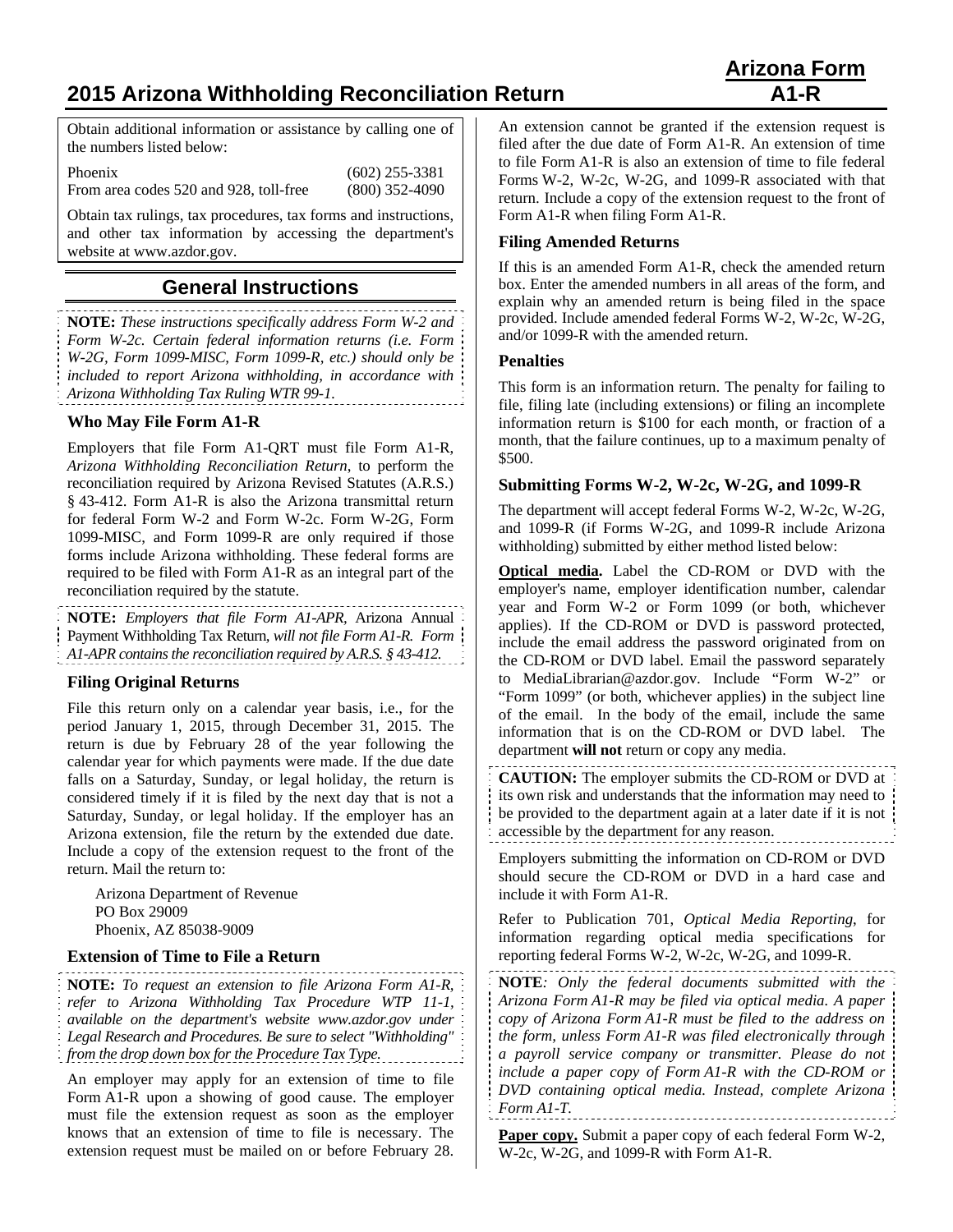# 2015 Arizona Withholding Reconciliation Return

**Arizona Form A1-R**

Obtain additional information or assistance by calling one of the numbers listed below:

| | |
|---|---|
| Phoenix | (602) 255-3381 |
| From area codes 520 and 928, toll-free | (800) 352-4090 |

Obtain tax rulings, tax procedures, tax forms and instructions, and other tax information by accessing the department's website at www.azdor.gov.

## General Instructions

**NOTE:** *These instructions specifically address Form W-2 and Form W-2c. Certain federal information returns (i.e. Form W-2G, Form 1099-MISC, Form 1099-R, etc.) should only be included to report Arizona withholding, in accordance with Arizona Withholding Tax Ruling WTR 99-1.*

### Who May File Form A1-R

Employers that file Form A1-QRT must file Form A1-R, *Arizona Withholding Reconciliation Return*, to perform the reconciliation required by Arizona Revised Statutes (A.R.S.) § 43-412. Form A1-R is also the Arizona transmittal return for federal Form W-2 and Form W-2c. Form W-2G, Form 1099-MISC, and Form 1099-R are only required if those forms include Arizona withholding. These federal forms are required to be filed with Form A1-R as an integral part of the reconciliation required by the statute.

**NOTE:** *Employers that file Form A1-APR,* Arizona Annual Payment Withholding Tax Return, *will not file Form A1-R. Form A1-APR contains the reconciliation required by A.R.S. § 43-412.*

### Filing Original Returns

File this return only on a calendar year basis, i.e., for the period January 1, 2015, through December 31, 2015. The return is due by February 28 of the year following the calendar year for which payments were made. If the due date falls on a Saturday, Sunday, or legal holiday, the return is considered timely if it is filed by the next day that is not a Saturday, Sunday, or legal holiday. If the employer has an Arizona extension, file the return by the extended due date. Include a copy of the extension request to the front of the return. Mail the return to:

Arizona Department of Revenue
PO Box 29009
Phoenix, AZ 85038-9009

### Extension of Time to File a Return

**NOTE:** *To request an extension to file Arizona Form A1-R, refer to Arizona Withholding Tax Procedure WTP 11-1, available on the department's website www.azdor.gov under Legal Research and Procedures. Be sure to select "Withholding" from the drop down box for the Procedure Tax Type.*

An employer may apply for an extension of time to file Form A1-R upon a showing of good cause. The employer must file the extension request as soon as the employer knows that an extension of time to file is necessary. The extension request must be mailed on or before February 28. An extension cannot be granted if the extension request is filed after the due date of Form A1-R. An extension of time to file Form A1-R is also an extension of time to file federal Forms W-2, W-2c, W-2G, and 1099-R associated with that return. Include a copy of the extension request to the front of Form A1-R when filing Form A1-R.

### Filing Amended Returns

If this is an amended Form A1-R, check the amended return box. Enter the amended numbers in all areas of the form, and explain why an amended return is being filed in the space provided. Include amended federal Forms W-2, W-2c, W-2G, and/or 1099-R with the amended return.

### Penalties

This form is an information return. The penalty for failing to file, filing late (including extensions) or filing an incomplete information return is $100 for each month, or fraction of a month, that the failure continues, up to a maximum penalty of $500.

### Submitting Forms W-2, W-2c, W-2G, and 1099-R

The department will accept federal Forms W-2, W-2c, W-2G, and 1099-R (if Forms W-2G, and 1099-R include Arizona withholding) submitted by either method listed below:

**Optical media.** Label the CD-ROM or DVD with the employer's name, employer identification number, calendar year and Form W-2 or Form 1099 (or both, whichever applies). If the CD-ROM or DVD is password protected, include the email address the password originated from on the CD-ROM or DVD label. Email the password separately to MediaLibrarian@azdor.gov. Include "Form W-2" or "Form 1099" (or both, whichever applies) in the subject line of the email. In the body of the email, include the same information that is on the CD-ROM or DVD label. The department **will not** return or copy any media.

**CAUTION:** The employer submits the CD-ROM or DVD at its own risk and understands that the information may need to be provided to the department again at a later date if it is not accessible by the department for any reason.

Employers submitting the information on CD-ROM or DVD should secure the CD-ROM or DVD in a hard case and include it with Form A1-R.

Refer to Publication 701, *Optical Media Reporting*, for information regarding optical media specifications for reporting federal Forms W-2, W-2c, W-2G, and 1099-R.

**NOTE**: *Only the federal documents submitted with the Arizona Form A1-R may be filed via optical media. A paper copy of Arizona Form A1-R must be filed to the address on the form, unless Form A1-R was filed electronically through a payroll service company or transmitter. Please do not include a paper copy of Form A1-R with the CD-ROM or DVD containing optical media. Instead, complete Arizona Form A1-T.*

**Paper copy.** Submit a paper copy of each federal Form W-2, W-2c, W-2G, and 1099-R with Form A1-R.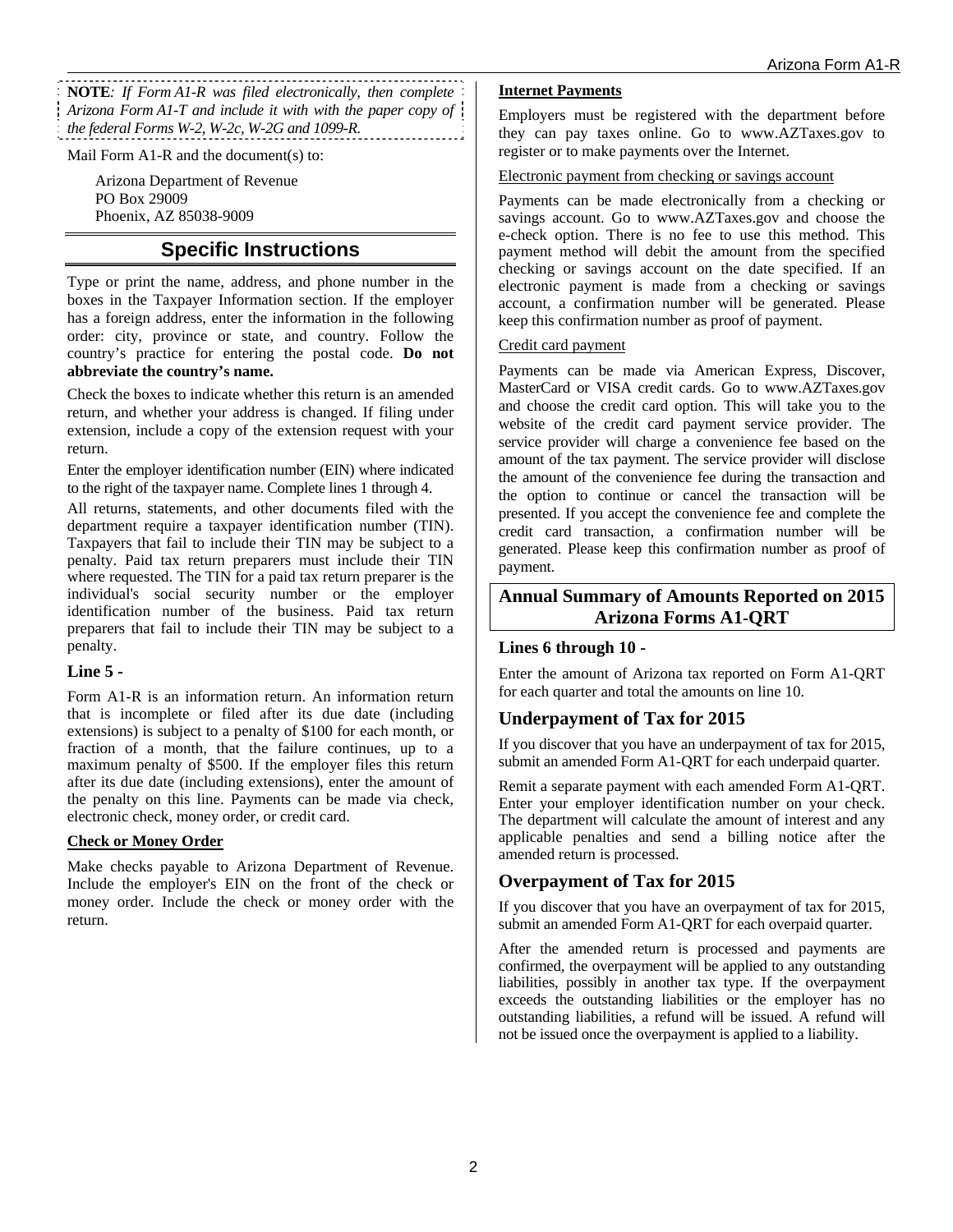**NOTE**: *If Form A1-R was filed electronically, then complete Arizona Form A1-T and include it with with the paper copy of the federal Forms W-2, W-2c, W-2G and 1099-R.*

Mail Form A1-R and the document(s) to:

Arizona Department of Revenue
PO Box 29009
Phoenix, AZ 85038-9009

## Specific Instructions

Type or print the name, address, and phone number in the boxes in the Taxpayer Information section. If the employer has a foreign address, enter the information in the following order: city, province or state, and country. Follow the country's practice for entering the postal code. **Do not abbreviate the country's name.**

Check the boxes to indicate whether this return is an amended return, and whether your address is changed. If filing under extension, include a copy of the extension request with your return.

Enter the employer identification number (EIN) where indicated to the right of the taxpayer name. Complete lines 1 through 4.

All returns, statements, and other documents filed with the department require a taxpayer identification number (TIN). Taxpayers that fail to include their TIN may be subject to a penalty. Paid tax return preparers must include their TIN where requested. The TIN for a paid tax return preparer is the individual's social security number or the employer identification number of the business. Paid tax return preparers that fail to include their TIN may be subject to a penalty.

### Line 5 -

Form A1-R is an information return. An information return that is incomplete or filed after its due date (including extensions) is subject to a penalty of $100 for each month, or fraction of a month, that the failure continues, up to a maximum penalty of $500. If the employer files this return after its due date (including extensions), enter the amount of the penalty on this line. Payments can be made via check, electronic check, money order, or credit card.

**Check or Money Order**

Make checks payable to Arizona Department of Revenue. Include the employer's EIN on the front of the check or money order. Include the check or money order with the return.

**Internet Payments**

Employers must be registered with the department before they can pay taxes online. Go to www.AZTaxes.gov to register or to make payments over the Internet.

Electronic payment from checking or savings account

Payments can be made electronically from a checking or savings account. Go to www.AZTaxes.gov and choose the e-check option. There is no fee to use this method. This payment method will debit the amount from the specified checking or savings account on the date specified. If an electronic payment is made from a checking or savings account, a confirmation number will be generated. Please keep this confirmation number as proof of payment.

Credit card payment

Payments can be made via American Express, Discover, MasterCard or VISA credit cards. Go to www.AZTaxes.gov and choose the credit card option. This will take you to the website of the credit card payment service provider. The service provider will charge a convenience fee based on the amount of the tax payment. The service provider will disclose the amount of the convenience fee during the transaction and the option to continue or cancel the transaction will be presented. If you accept the convenience fee and complete the credit card transaction, a confirmation number will be generated. Please keep this confirmation number as proof of payment.

## Annual Summary of Amounts Reported on 2015 Arizona Forms A1-QRT

### Lines 6 through 10 -

Enter the amount of Arizona tax reported on Form A1-QRT for each quarter and total the amounts on line 10.

## Underpayment of Tax for 2015

If you discover that you have an underpayment of tax for 2015, submit an amended Form A1-QRT for each underpaid quarter.

Remit a separate payment with each amended Form A1-QRT. Enter your employer identification number on your check. The department will calculate the amount of interest and any applicable penalties and send a billing notice after the amended return is processed.

## Overpayment of Tax for 2015

If you discover that you have an overpayment of tax for 2015, submit an amended Form A1-QRT for each overpaid quarter.

After the amended return is processed and payments are confirmed, the overpayment will be applied to any outstanding liabilities, possibly in another tax type. If the overpayment exceeds the outstanding liabilities or the employer has no outstanding liabilities, a refund will be issued. A refund will not be issued once the overpayment is applied to a liability.